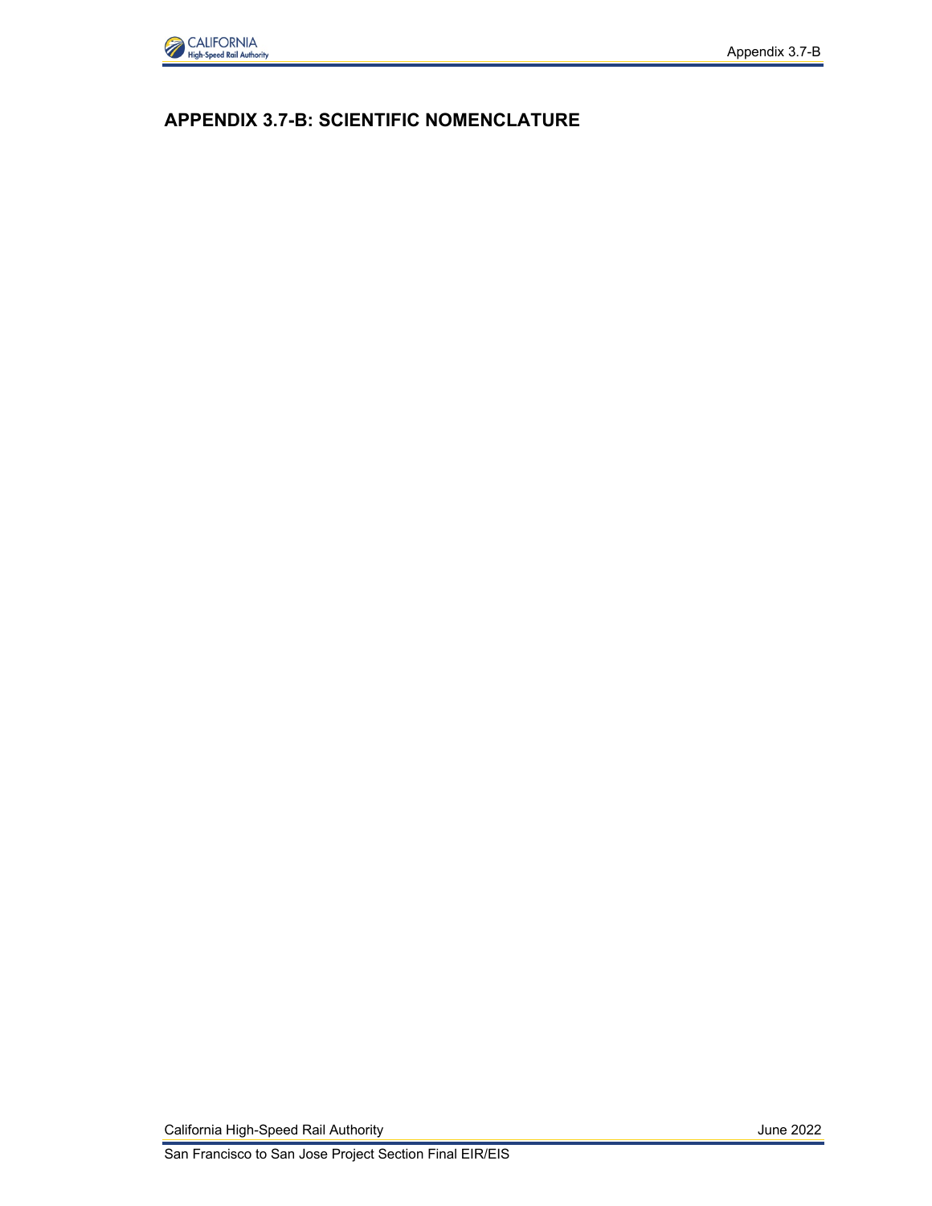# APPENDIX 3.7-B: SCIENTIFIC NOMENCLATURE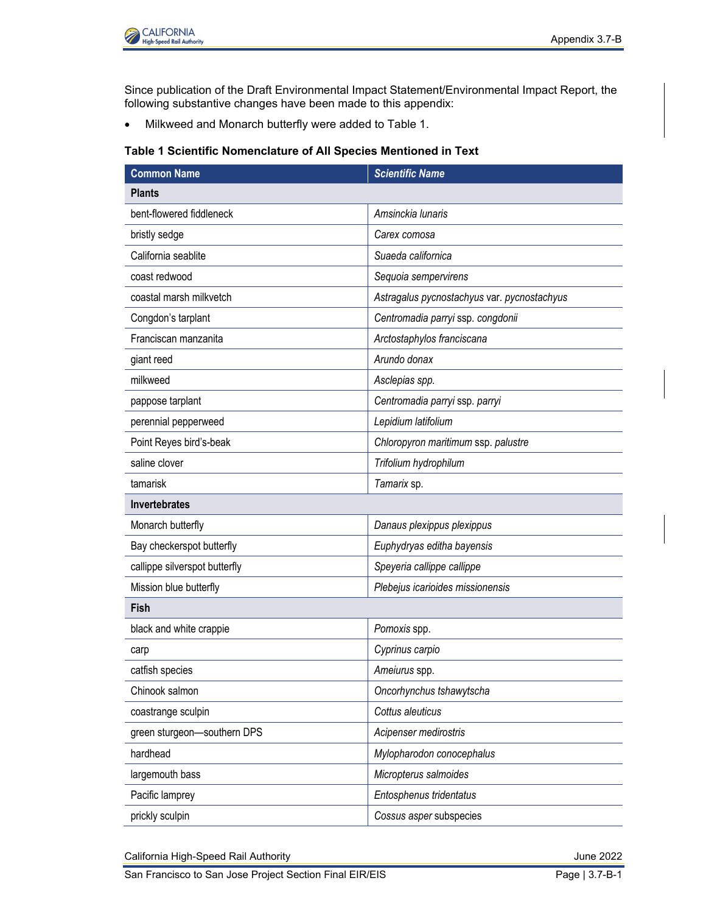Since publication of the Draft Environmental Impact Statement/Environmental Impact Report, the following substantive changes have been made to this appendix:

- Milkweed and Monarch butterfly were added to Table 1.

**Table 1 Scientific Nomenclature of All Species Mentioned in Text**

| Common Name | *Scientific Name* |
|---|---|
| **Plants** | |
| bent-flowered fiddleneck | *Amsinckia lunaris* |
| bristly sedge | *Carex comosa* |
| California seablite | *Suaeda californica* |
| coast redwood | *Sequoia sempervirens* |
| coastal marsh milkvetch | *Astragalus pycnostachyus* var. *pycnostachyus* |
| Congdon's tarplant | *Centromadia parryi* ssp. *congdonii* |
| Franciscan manzanita | *Arctostaphylos franciscana* |
| giant reed | *Arundo donax* |
| milkweed | *Asclepias spp.* |
| pappose tarplant | *Centromadia parryi* ssp. *parryi* |
| perennial pepperweed | *Lepidium latifolium* |
| Point Reyes bird's-beak | *Chloropyron maritimum* ssp. *palustre* |
| saline clover | *Trifolium hydrophilum* |
| tamarisk | *Tamarix* sp. |
| **Invertebrates** | |
| Monarch butterfly | *Danaus plexippus plexippus* |
| Bay checkerspot butterfly | *Euphydryas editha bayensis* |
| callippe silverspot butterfly | *Speyeria callippe callippe* |
| Mission blue butterfly | *Plebejus icarioides missionensis* |
| **Fish** | |
| black and white crappie | *Pomoxis* spp. |
| carp | *Cyprinus carpio* |
| catfish species | *Ameiurus* spp. |
| Chinook salmon | *Oncorhynchus tshawytscha* |
| coastrange sculpin | *Cottus aleuticus* |
| green sturgeon—southern DPS | *Acipenser medirostris* |
| hardhead | *Mylopharodon conocephalus* |
| largemouth bass | *Micropterus salmoides* |
| Pacific lamprey | *Entosphenus tridentatus* |
| prickly sculpin | *Cossus asper* subspecies |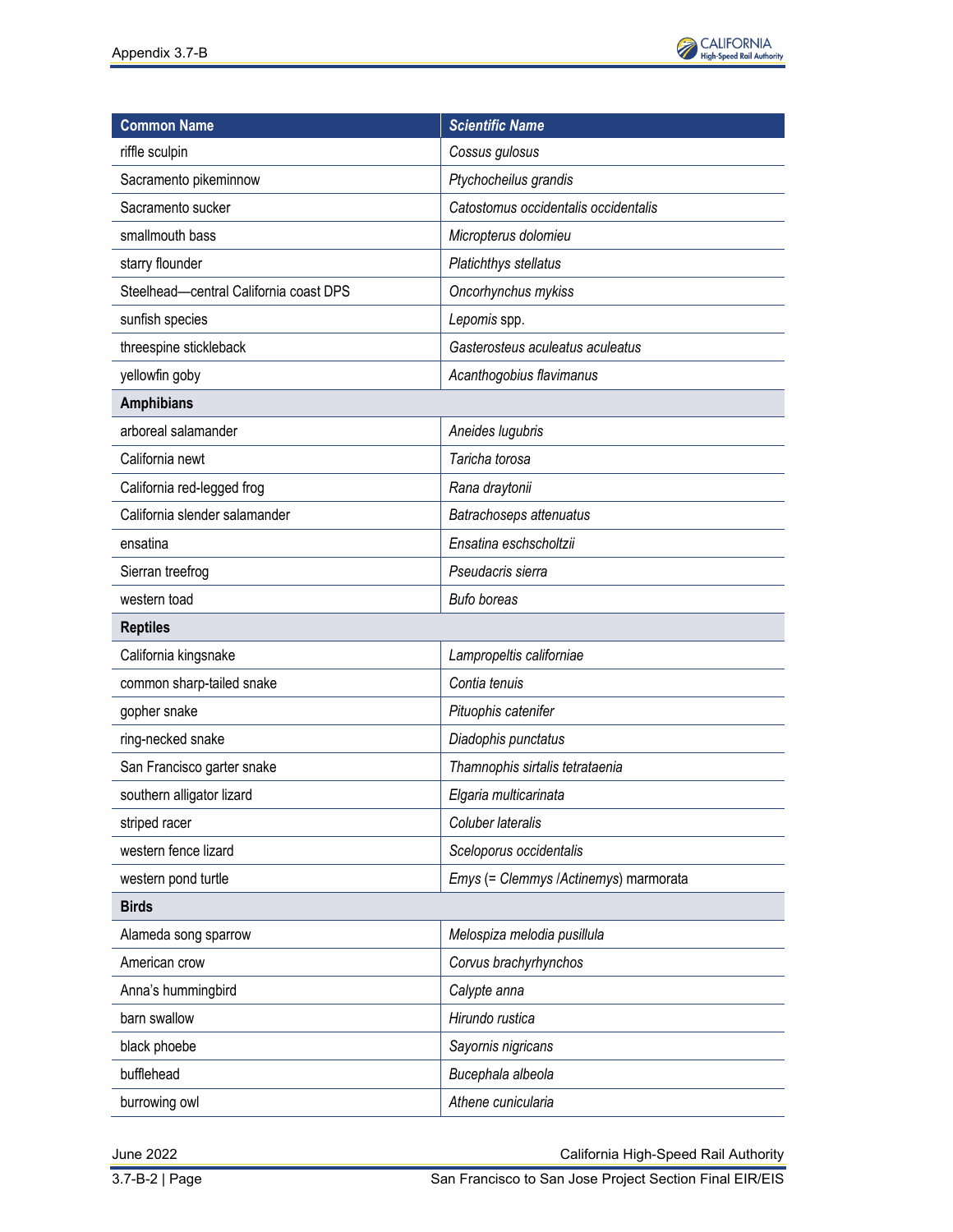| Common Name | Scientific Name |
|---|---|
| riffle sculpin | *Cossus gulosus* |
| Sacramento pikeminnow | *Ptychocheilus grandis* |
| Sacramento sucker | *Catostomus occidentalis occidentalis* |
| smallmouth bass | *Micropterus dolomieu* |
| starry flounder | *Platichthys stellatus* |
| Steelhead—central California coast DPS | *Oncorhynchus mykiss* |
| sunfish species | *Lepomis* spp. |
| threespine stickleback | *Gasterosteus aculeatus aculeatus* |
| yellowfin goby | *Acanthogobius flavimanus* |
| **Amphibians** | |
| arboreal salamander | *Aneides lugubris* |
| California newt | *Taricha torosa* |
| California red-legged frog | *Rana draytonii* |
| California slender salamander | *Batrachoseps attenuatus* |
| ensatina | *Ensatina eschscholtzii* |
| Sierran treefrog | *Pseudacris sierra* |
| western toad | *Bufo boreas* |
| **Reptiles** | |
| California kingsnake | *Lampropeltis californiae* |
| common sharp-tailed snake | *Contia tenuis* |
| gopher snake | *Pituophis catenifer* |
| ring-necked snake | *Diadophis punctatus* |
| San Francisco garter snake | *Thamnophis sirtalis tetrataenia* |
| southern alligator lizard | *Elgaria multicarinata* |
| striped racer | *Coluber lateralis* |
| western fence lizard | *Sceloporus occidentalis* |
| western pond turtle | *Emys* (= *Clemmys* /*Actinemys*) marmorata |
| **Birds** | |
| Alameda song sparrow | *Melospiza melodia pusillula* |
| American crow | *Corvus brachyrhynchos* |
| Anna's hummingbird | *Calypte anna* |
| barn swallow | *Hirundo rustica* |
| black phoebe | *Sayornis nigricans* |
| bufflehead | *Bucephala albeola* |
| burrowing owl | *Athene cunicularia* |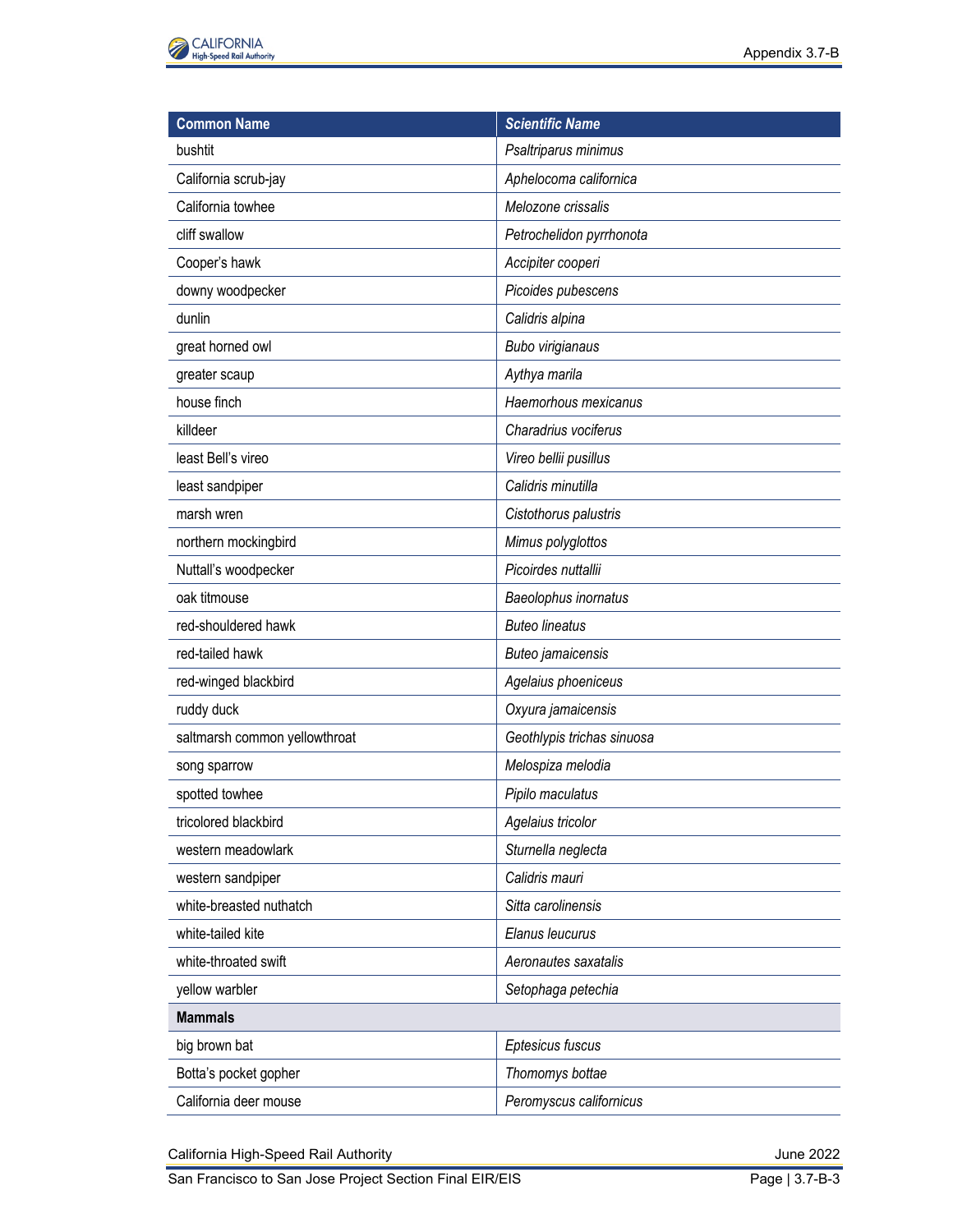| Common Name | *Scientific Name* |
|---|---|
| bushtit | *Psaltriparus minimus* |
| California scrub-jay | *Aphelocoma californica* |
| California towhee | *Melozone crissalis* |
| cliff swallow | *Petrochelidon pyrrhonota* |
| Cooper's hawk | *Accipiter cooperi* |
| downy woodpecker | *Picoides pubescens* |
| dunlin | *Calidris alpina* |
| great horned owl | *Bubo virigianaus* |
| greater scaup | *Aythya marila* |
| house finch | *Haemorhous mexicanus* |
| killdeer | *Charadrius vociferus* |
| least Bell's vireo | *Vireo bellii pusillus* |
| least sandpiper | *Calidris minutilla* |
| marsh wren | *Cistothorus palustris* |
| northern mockingbird | *Mimus polyglottos* |
| Nuttall's woodpecker | *Picoirdes nuttallii* |
| oak titmouse | *Baeolophus inornatus* |
| red-shouldered hawk | *Buteo lineatus* |
| red-tailed hawk | *Buteo jamaicensis* |
| red-winged blackbird | *Agelaius phoeniceus* |
| ruddy duck | *Oxyura jamaicensis* |
| saltmarsh common yellowthroat | *Geothlypis trichas sinuosa* |
| song sparrow | *Melospiza melodia* |
| spotted towhee | *Pipilo maculatus* |
| tricolored blackbird | *Agelaius tricolor* |
| western meadowlark | *Sturnella neglecta* |
| western sandpiper | *Calidris mauri* |
| white-breasted nuthatch | *Sitta carolinensis* |
| white-tailed kite | *Elanus leucurus* |
| white-throated swift | *Aeronautes saxatalis* |
| yellow warbler | *Setophaga petechia* |
| **Mammals** | |
| big brown bat | *Eptesicus fuscus* |
| Botta's pocket gopher | *Thomomys bottae* |
| California deer mouse | *Peromyscus californicus* |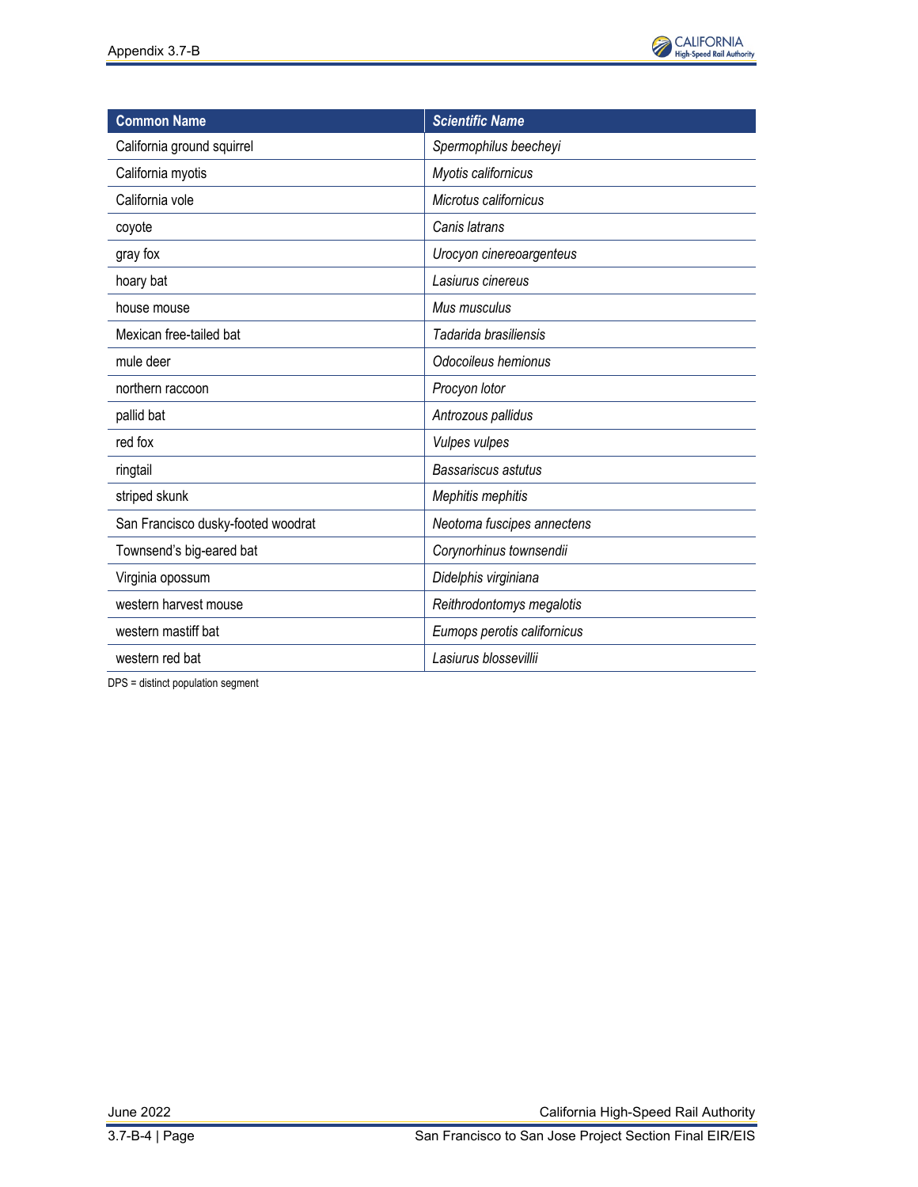| Common Name | *Scientific Name* |
|---|---|
| California ground squirrel | *Spermophilus beecheyi* |
| California myotis | *Myotis californicus* |
| California vole | *Microtus californicus* |
| coyote | *Canis latrans* |
| gray fox | *Urocyon cinereoargenteus* |
| hoary bat | *Lasiurus cinereus* |
| house mouse | *Mus musculus* |
| Mexican free-tailed bat | *Tadarida brasiliensis* |
| mule deer | *Odocoileus hemionus* |
| northern raccoon | *Procyon lotor* |
| pallid bat | *Antrozous pallidus* |
| red fox | *Vulpes vulpes* |
| ringtail | *Bassariscus astutus* |
| striped skunk | *Mephitis mephitis* |
| San Francisco dusky-footed woodrat | *Neotoma fuscipes annectens* |
| Townsend's big-eared bat | *Corynorhinus townsendii* |
| Virginia opossum | *Didelphis virginiana* |
| western harvest mouse | *Reithrodontomys megalotis* |
| western mastiff bat | *Eumops perotis californicus* |
| western red bat | *Lasiurus blossevillii* |

DPS = distinct population segment